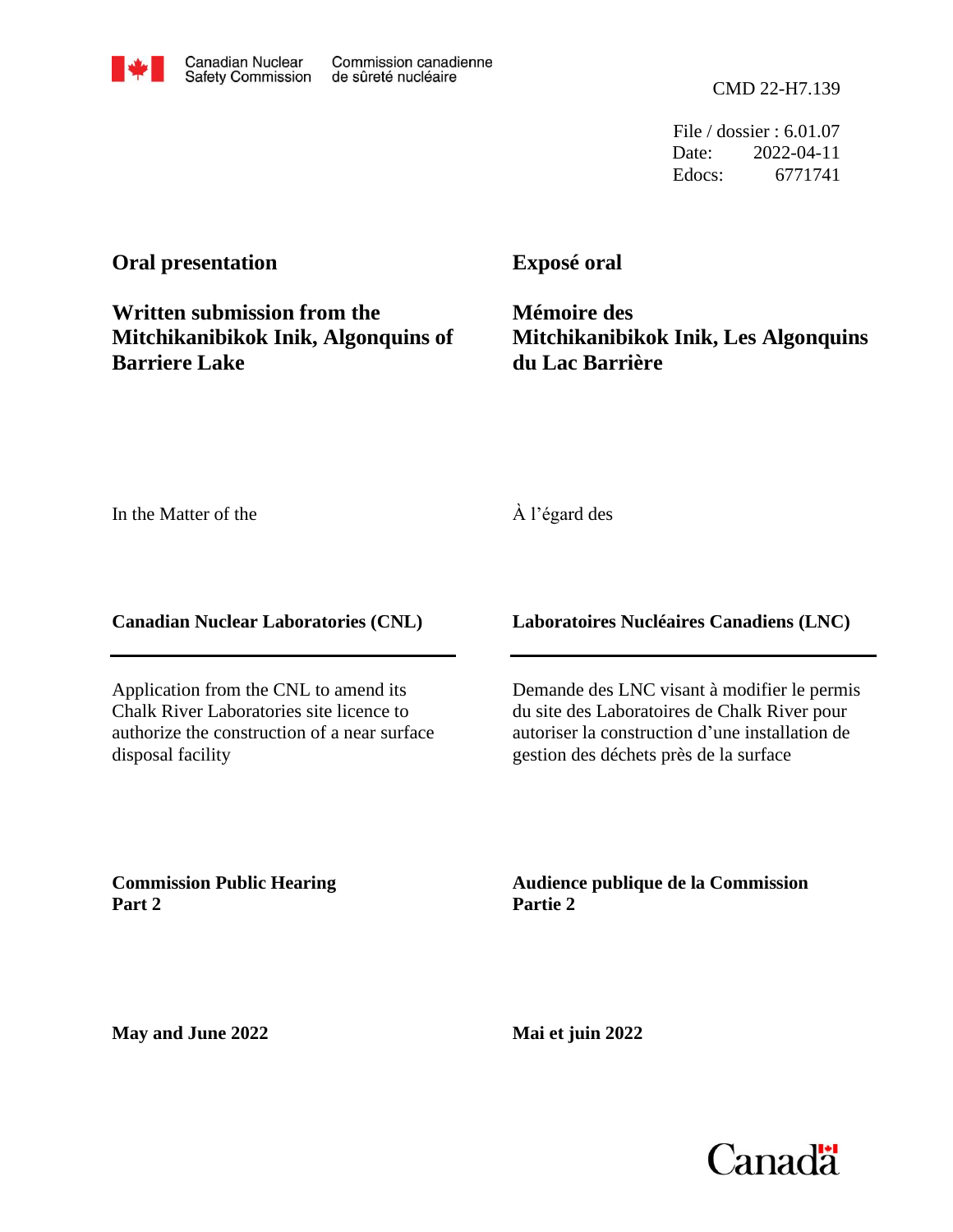Canadian Nuclear Safety Commission — Commission canadienne de sûreté nucléaire

CMD 22-H7.139

File / dossier : 6.01.07
Date: 2022-04-11
Edocs: 6771741

**Oral presentation**

**Written submission from the Mitchikanibikok Inik, Algonquins of Barriere Lake**

**Exposé oral**

**Mémoire des Mitchikanibikok Inik, Les Algonquins du Lac Barrière**

In the Matter of the

À l'égard des

**Canadian Nuclear Laboratories (CNL)**

**Laboratoires Nucléaires Canadiens (LNC)**

Application from the CNL to amend its Chalk River Laboratories site licence to authorize the construction of a near surface disposal facility

Demande des LNC visant à modifier le permis du site des Laboratoires de Chalk River pour autoriser la construction d'une installation de gestion des déchets près de la surface

**Commission Public Hearing**
**Part 2**

**Audience publique de la Commission**
**Partie 2**

**May and June 2022**

**Mai et juin 2022**

Canada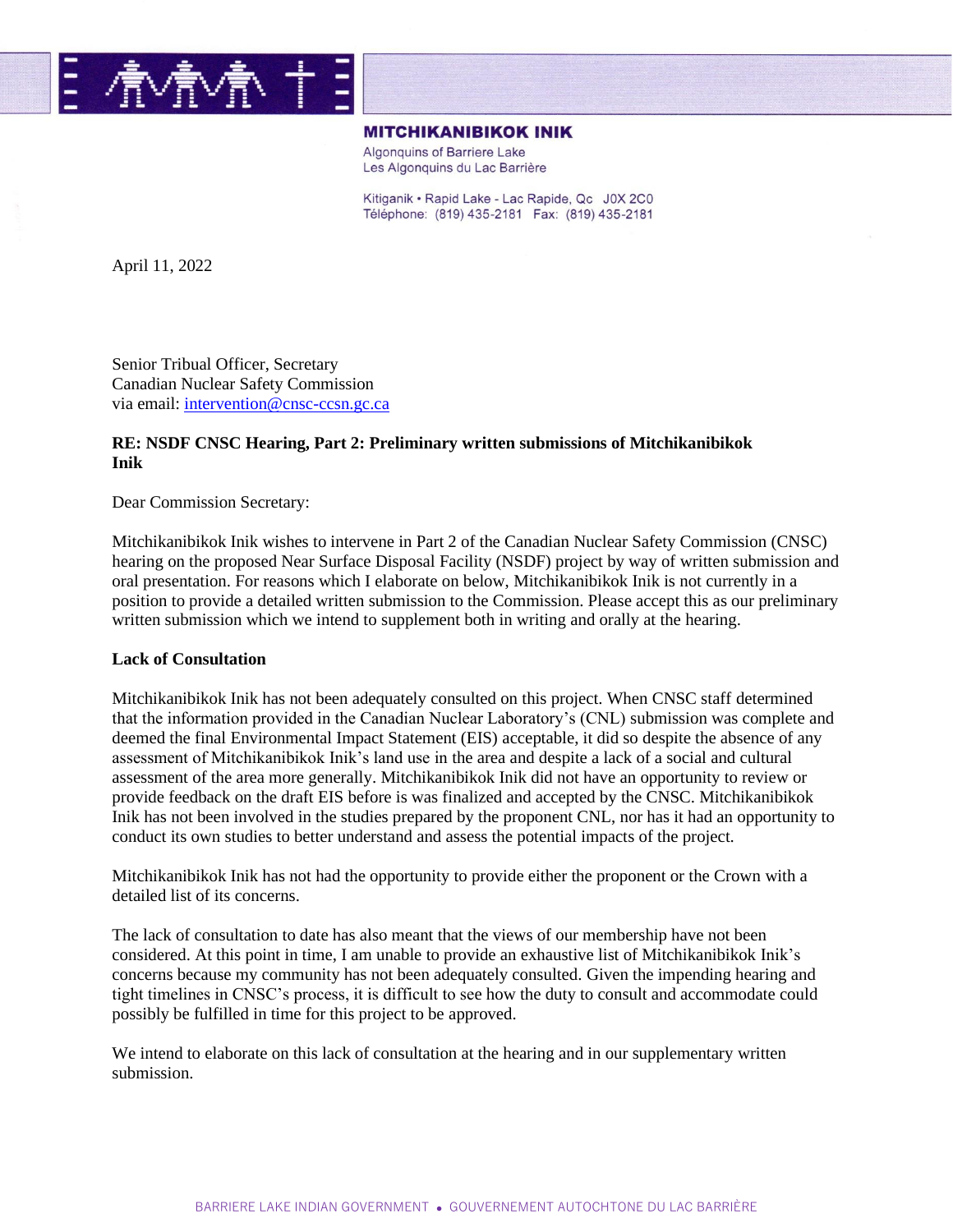**MITCHIKANIBIKOK INIK**

Algonquins of Barriere Lake
Les Algonquins du Lac Barrière

Kitiganik • Rapid Lake - Lac Rapide, Qc J0X 2C0
Téléphone: (819) 435-2181 Fax: (819) 435-2181

April 11, 2022

Senior Tribual Officer, Secretary
Canadian Nuclear Safety Commission
via email: intervention@cnsc-ccsn.gc.ca

**RE: NSDF CNSC Hearing, Part 2: Preliminary written submissions of Mitchikanibikok Inik**

Dear Commission Secretary:

Mitchikanibikok Inik wishes to intervene in Part 2 of the Canadian Nuclear Safety Commission (CNSC) hearing on the proposed Near Surface Disposal Facility (NSDF) project by way of written submission and oral presentation. For reasons which I elaborate on below, Mitchikanibikok Inik is not currently in a position to provide a detailed written submission to the Commission. Please accept this as our preliminary written submission which we intend to supplement both in writing and orally at the hearing.

**Lack of Consultation**

Mitchikanibikok Inik has not been adequately consulted on this project. When CNSC staff determined that the information provided in the Canadian Nuclear Laboratory's (CNL) submission was complete and deemed the final Environmental Impact Statement (EIS) acceptable, it did so despite the absence of any assessment of Mitchikanibikok Inik's land use in the area and despite a lack of a social and cultural assessment of the area more generally. Mitchikanibikok Inik did not have an opportunity to review or provide feedback on the draft EIS before is was finalized and accepted by the CNSC. Mitchikanibikok Inik has not been involved in the studies prepared by the proponent CNL, nor has it had an opportunity to conduct its own studies to better understand and assess the potential impacts of the project.

Mitchikanibikok Inik has not had the opportunity to provide either the proponent or the Crown with a detailed list of its concerns.

The lack of consultation to date has also meant that the views of our membership have not been considered. At this point in time, I am unable to provide an exhaustive list of Mitchikanibikok Inik's concerns because my community has not been adequately consulted. Given the impending hearing and tight timelines in CNSC's process, it is difficult to see how the duty to consult and accommodate could possibly be fulfilled in time for this project to be approved.

We intend to elaborate on this lack of consultation at the hearing and in our supplementary written submission.

BARRIERE LAKE INDIAN GOVERNMENT • GOUVERNEMENT AUTOCHTONE DU LAC BARRIÈRE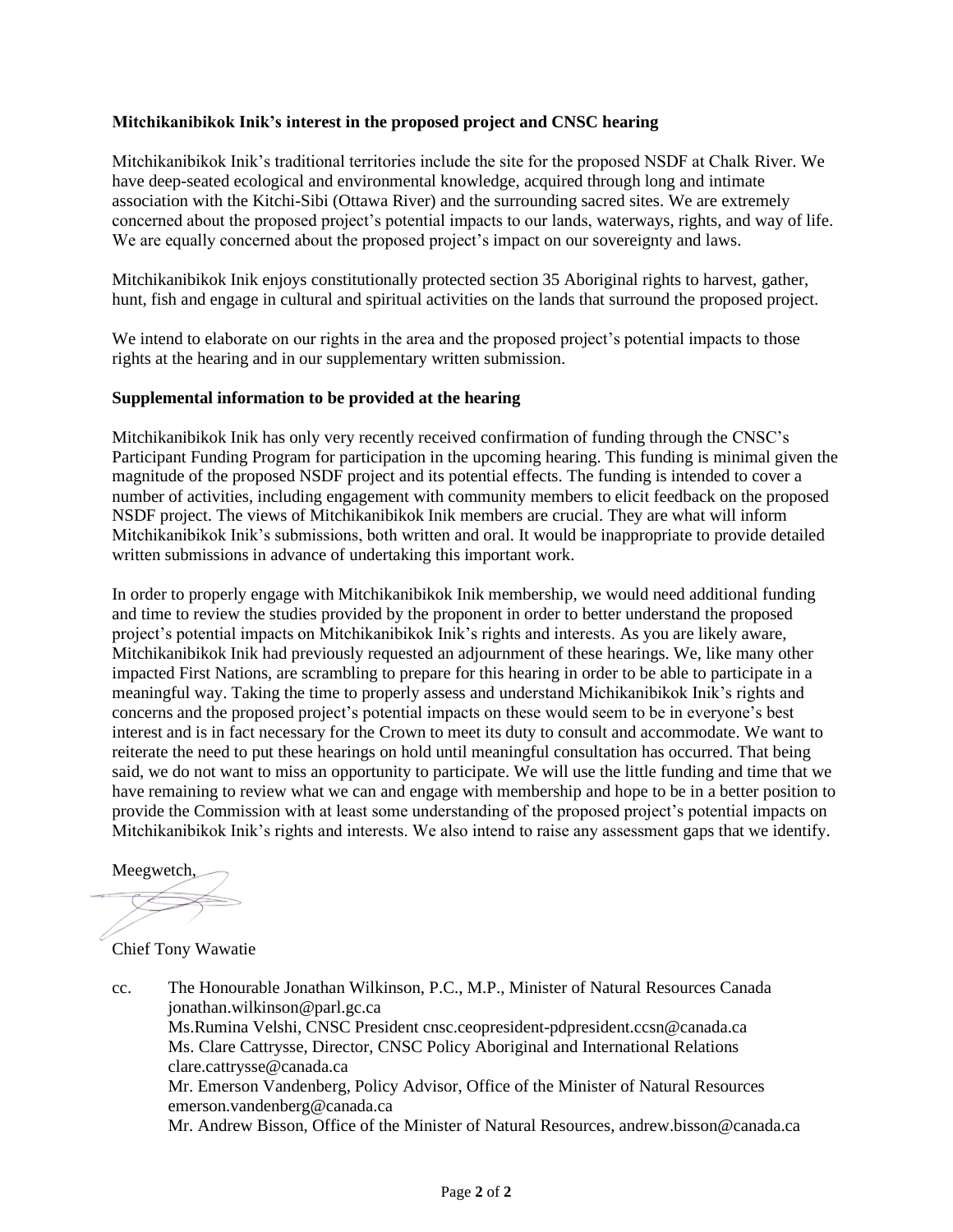**Mitchikanibikok Inik's interest in the proposed project and CNSC hearing**

Mitchikanibikok Inik's traditional territories include the site for the proposed NSDF at Chalk River. We have deep-seated ecological and environmental knowledge, acquired through long and intimate association with the Kitchi-Sibi (Ottawa River) and the surrounding sacred sites. We are extremely concerned about the proposed project's potential impacts to our lands, waterways, rights, and way of life. We are equally concerned about the proposed project's impact on our sovereignty and laws.

Mitchikanibikok Inik enjoys constitutionally protected section 35 Aboriginal rights to harvest, gather, hunt, fish and engage in cultural and spiritual activities on the lands that surround the proposed project.

We intend to elaborate on our rights in the area and the proposed project's potential impacts to those rights at the hearing and in our supplementary written submission.

**Supplemental information to be provided at the hearing**

Mitchikanibikok Inik has only very recently received confirmation of funding through the CNSC's Participant Funding Program for participation in the upcoming hearing. This funding is minimal given the magnitude of the proposed NSDF project and its potential effects. The funding is intended to cover a number of activities, including engagement with community members to elicit feedback on the proposed NSDF project. The views of Mitchikanibikok Inik members are crucial. They are what will inform Mitchikanibikok Inik's submissions, both written and oral. It would be inappropriate to provide detailed written submissions in advance of undertaking this important work.

In order to properly engage with Mitchikanibikok Inik membership, we would need additional funding and time to review the studies provided by the proponent in order to better understand the proposed project's potential impacts on Mitchikanibikok Inik's rights and interests. As you are likely aware, Mitchikanibikok Inik had previously requested an adjournment of these hearings. We, like many other impacted First Nations, are scrambling to prepare for this hearing in order to be able to participate in a meaningful way. Taking the time to properly assess and understand Michikanibikok Inik's rights and concerns and the proposed project's potential impacts on these would seem to be in everyone's best interest and is in fact necessary for the Crown to meet its duty to consult and accommodate. We want to reiterate the need to put these hearings on hold until meaningful consultation has occurred. That being said, we do not want to miss an opportunity to participate. We will use the little funding and time that we have remaining to review what we can and engage with membership and hope to be in a better position to provide the Commission with at least some understanding of the proposed project's potential impacts on Mitchikanibikok Inik's rights and interests. We also intend to raise any assessment gaps that we identify.

Meegwetch,

Chief Tony Wawatie

cc. The Honourable Jonathan Wilkinson, P.C., M.P., Minister of Natural Resources Canada jonathan.wilkinson@parl.gc.ca
Ms.Rumina Velshi, CNSC President cnsc.ceopresident-pdpresident.ccsn@canada.ca
Ms. Clare Cattrysse, Director, CNSC Policy Aboriginal and International Relations clare.cattrysse@canada.ca
Mr. Emerson Vandenberg, Policy Advisor, Office of the Minister of Natural Resources emerson.vandenberg@canada.ca
Mr. Andrew Bisson, Office of the Minister of Natural Resources, andrew.bisson@canada.ca